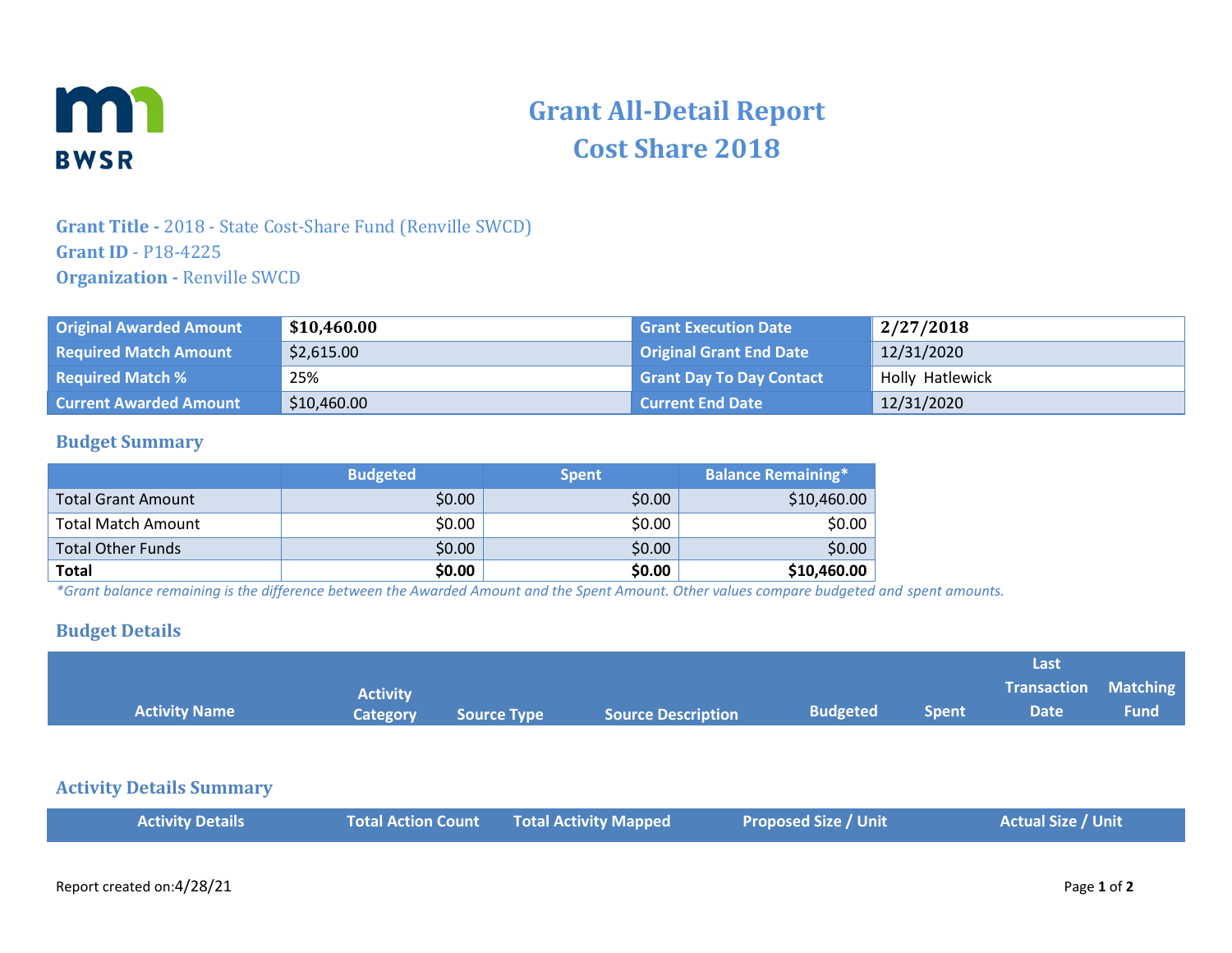# Grant All-Detail Report
# Cost Share 2018

**Grant Title -** 2018 - State Cost-Share Fund (Renville SWCD)
**Grant ID** - P18-4225
**Organization -** Renville SWCD

| Original Awarded Amount | $10,460.00 | Grant Execution Date | 2/27/2018 |
|---|---|---|---|
| Required Match Amount | $2,615.00 | Original Grant End Date | 12/31/2020 |
| Required Match % | 25% | Grant Day To Day Contact | Holly Hatlewick |
| Current Awarded Amount | $10,460.00 | Current End Date | 12/31/2020 |

## Budget Summary

| | Budgeted | Spent | Balance Remaining* |
|---|---|---|---|
| Total Grant Amount | $0.00 | $0.00 | $10,460.00 |
| Total Match Amount | $0.00 | $0.00 | $0.00 |
| Total Other Funds | $0.00 | $0.00 | $0.00 |
| **Total** | **$0.00** | **$0.00** | **$10,460.00** |

*Grant balance remaining is the difference between the Awarded Amount and the Spent Amount. Other values compare budgeted and spent amounts.*

## Budget Details

| Activity Name | Activity Category | Source Type | Source Description | Budgeted | Spent | Last Transaction Date | Matching Fund |
|---|---|---|---|---|---|---|---|

## Activity Details Summary

| Activity Details | Total Action Count | Total Activity Mapped | Proposed Size / Unit | Actual Size / Unit |
|---|---|---|---|---|

Report created on:4/28/21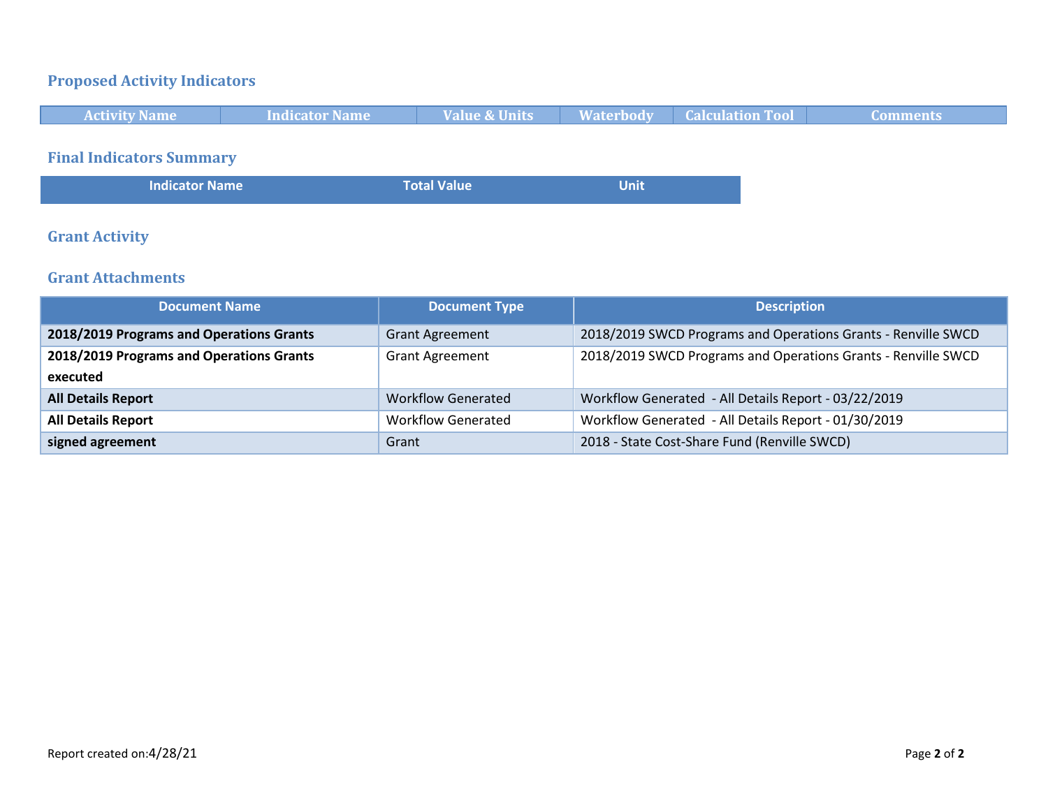## Proposed Activity Indicators

| Activity Name | Indicator Name | Value & Units | Waterbody | Calculation Tool | Comments |
|---|---|---|---|---|---|

## Final Indicators Summary

| Indicator Name | Total Value | Unit |
|---|---|---|

## Grant Activity

## Grant Attachments

| Document Name | Document Type | Description |
|---|---|---|
| **2018/2019 Programs and Operations Grants** | Grant Agreement | 2018/2019 SWCD Programs and Operations Grants - Renville SWCD |
| **2018/2019 Programs and Operations Grants executed** | Grant Agreement | 2018/2019 SWCD Programs and Operations Grants - Renville SWCD |
| **All Details Report** | Workflow Generated | Workflow Generated - All Details Report - 03/22/2019 |
| **All Details Report** | Workflow Generated | Workflow Generated - All Details Report - 01/30/2019 |
| **signed agreement** | Grant | 2018 - State Cost-Share Fund (Renville SWCD) |

Report created on:4/28/21